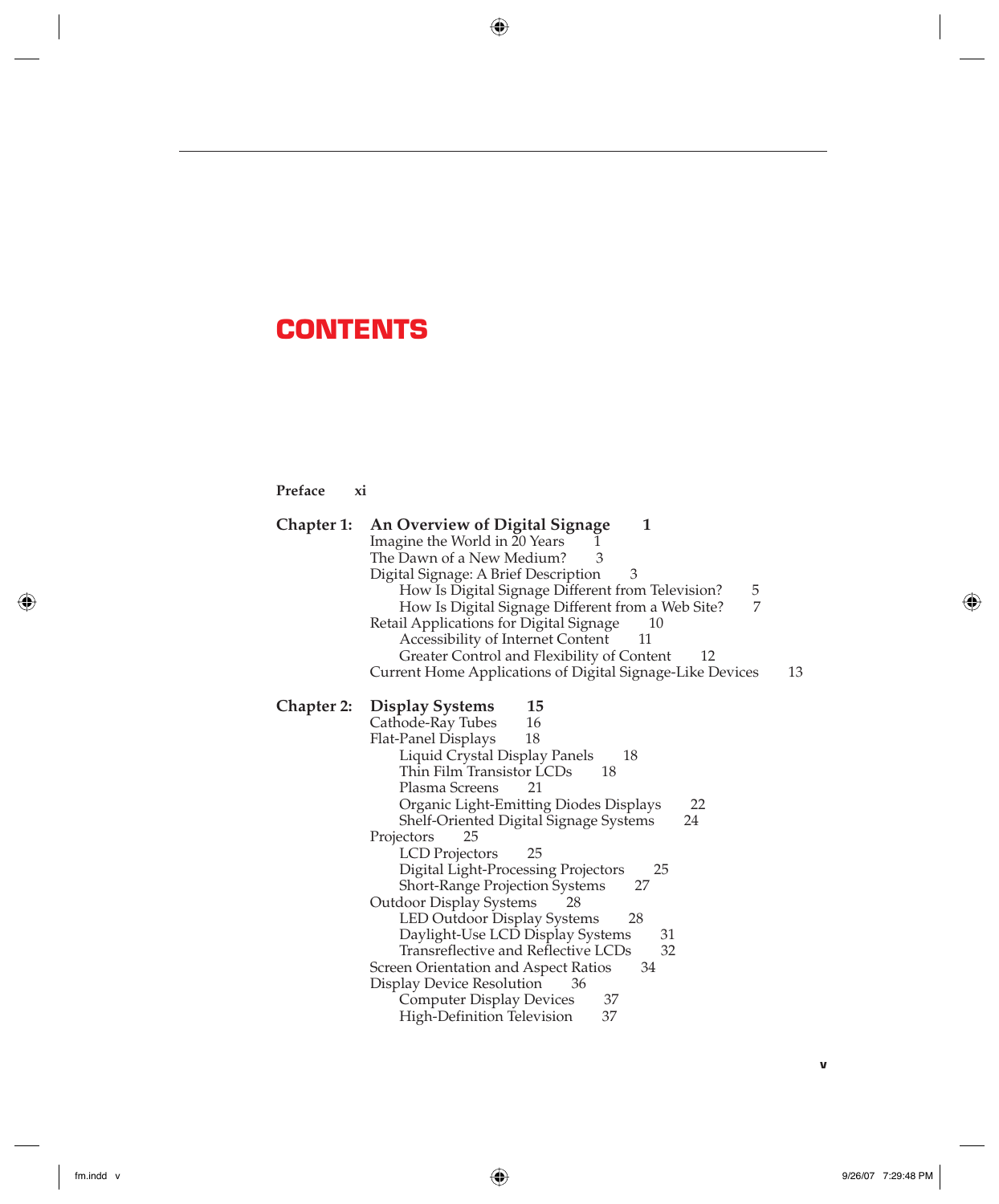# CONTENTS

**Preface** **xi**

**Chapter 1: An Overview of Digital Signage 1**

- Imagine the World in 20 Years 1
- The Dawn of a New Medium? 3
- Digital Signage: A Brief Description 3
  - How Is Digital Signage Different from Television? 5
  - How Is Digital Signage Different from a Web Site? 7
- Retail Applications for Digital Signage 10
  - Accessibility of Internet Content 11
  - Greater Control and Flexibility of Content 12
- Current Home Applications of Digital Signage-Like Devices 13

**Chapter 2: Display Systems 15**

- Cathode-Ray Tubes 16
- Flat-Panel Displays 18
  - Liquid Crystal Display Panels 18
  - Thin Film Transistor LCDs 18
  - Plasma Screens 21
  - Organic Light-Emitting Diodes Displays 22
  - Shelf-Oriented Digital Signage Systems 24
- Projectors 25
  - LCD Projectors 25
  - Digital Light-Processing Projectors 25
  - Short-Range Projection Systems 27
- Outdoor Display Systems 28
  - LED Outdoor Display Systems 28
  - Daylight-Use LCD Display Systems 31
  - Transreflective and Reflective LCDs 32
- Screen Orientation and Aspect Ratios 34
- Display Device Resolution 36
  - Computer Display Devices 37
  - High-Definition Television 37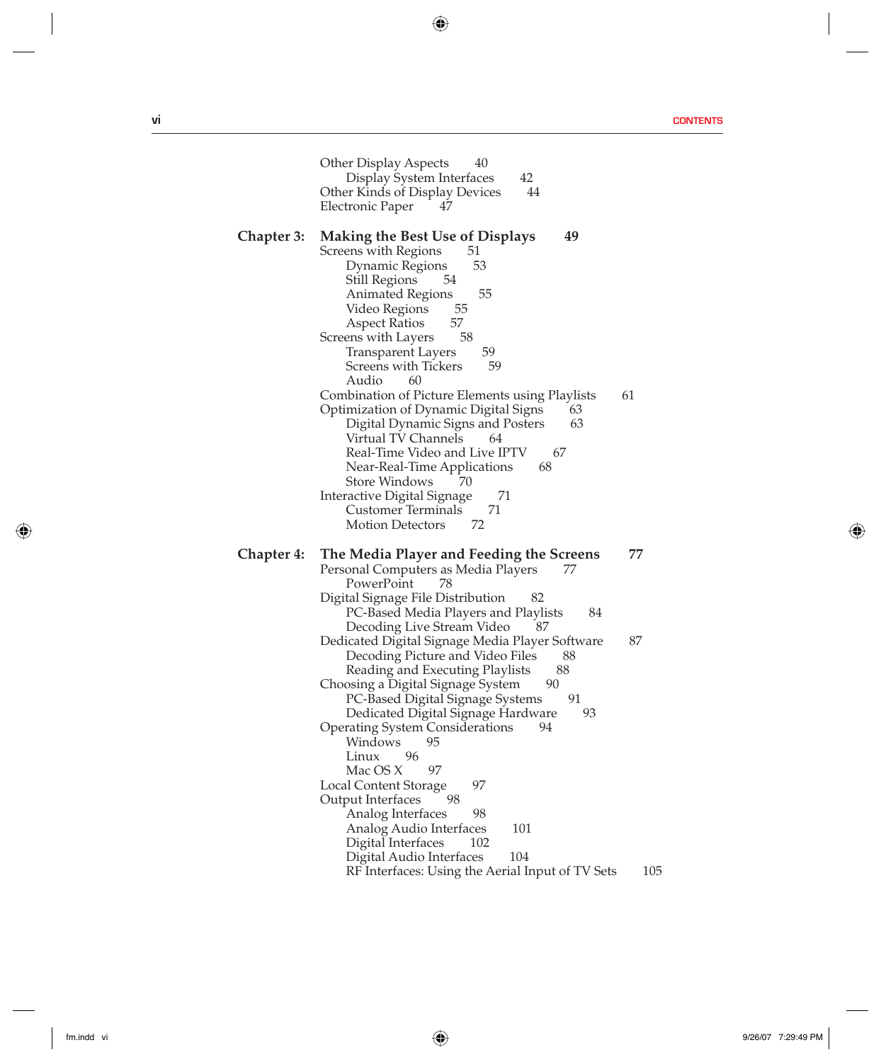Other Display Aspects 40
- Display System Interfaces 42

Other Kinds of Display Devices 44

Electronic Paper 47

**Chapter 3: Making the Best Use of Displays 49**

Screens with Regions 51
- Dynamic Regions 53
- Still Regions 54
- Animated Regions 55
- Video Regions 55
- Aspect Ratios 57

Screens with Layers 58
- Transparent Layers 59
- Screens with Tickers 59
- Audio 60

Combination of Picture Elements using Playlists 61

Optimization of Dynamic Digital Signs 63
- Digital Dynamic Signs and Posters 63
- Virtual TV Channels 64
- Real-Time Video and Live IPTV 67
- Near-Real-Time Applications 68
- Store Windows 70

Interactive Digital Signage 71
- Customer Terminals 71
- Motion Detectors 72

**Chapter 4: The Media Player and Feeding the Screens 77**

Personal Computers as Media Players 77
- PowerPoint 78

Digital Signage File Distribution 82
- PC-Based Media Players and Playlists 84
- Decoding Live Stream Video 87

Dedicated Digital Signage Media Player Software 87
- Decoding Picture and Video Files 88
- Reading and Executing Playlists 88

Choosing a Digital Signage System 90
- PC-Based Digital Signage Systems 91
- Dedicated Digital Signage Hardware 93

Operating System Considerations 94
- Windows 95
- Linux 96
- Mac OS X 97

Local Content Storage 97

Output Interfaces 98
- Analog Interfaces 98
- Analog Audio Interfaces 101
- Digital Interfaces 102
- Digital Audio Interfaces 104
- RF Interfaces: Using the Aerial Input of TV Sets 105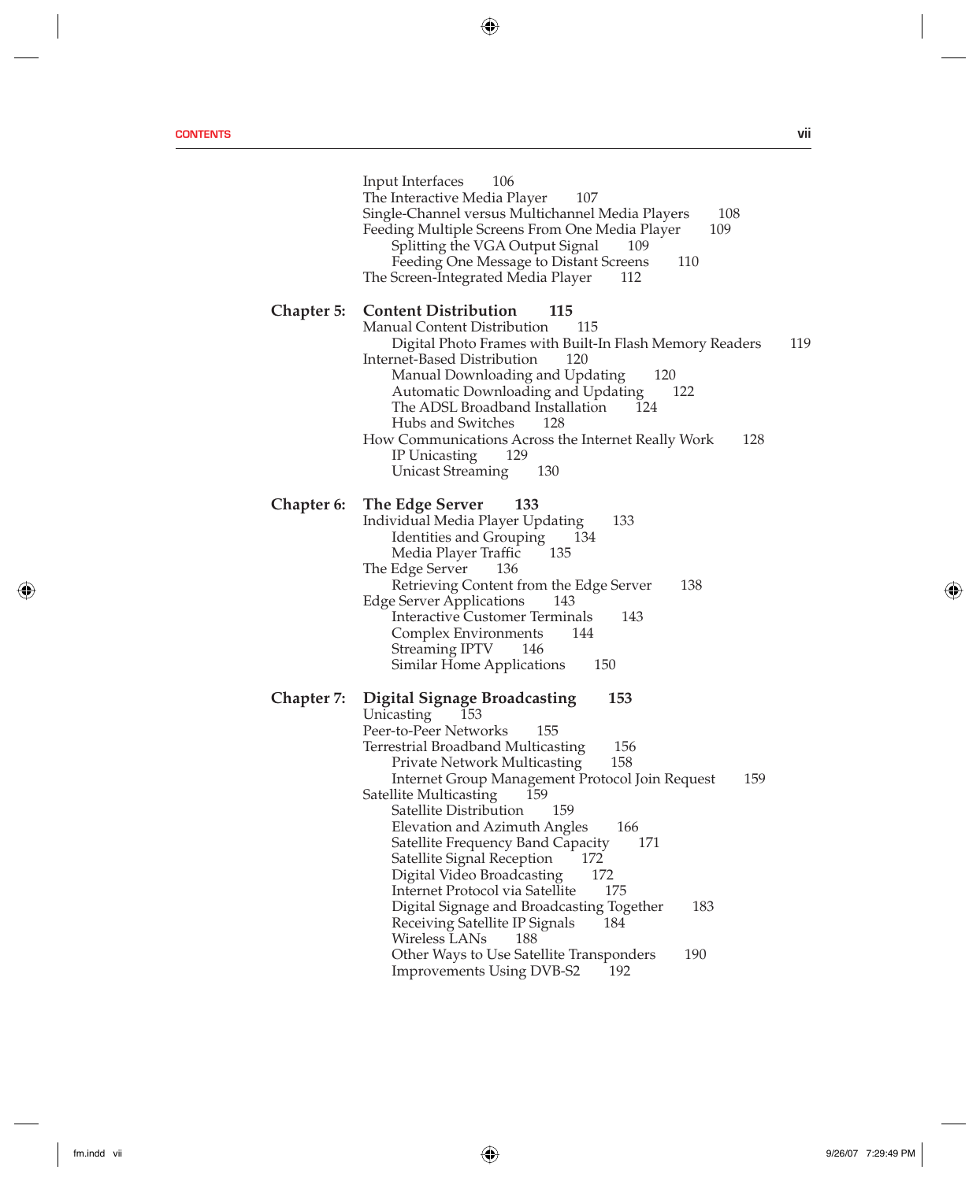Input Interfaces 106
The Interactive Media Player 107
Single-Channel versus Multichannel Media Players 108
Feeding Multiple Screens From One Media Player 109
- Splitting the VGA Output Signal 109
- Feeding One Message to Distant Screens 110

The Screen-Integrated Media Player 112

**Chapter 5: Content Distribution 115**

Manual Content Distribution 115
- Digital Photo Frames with Built-In Flash Memory Readers 119

Internet-Based Distribution 120
- Manual Downloading and Updating 120
- Automatic Downloading and Updating 122
- The ADSL Broadband Installation 124
- Hubs and Switches 128

How Communications Across the Internet Really Work 128
- IP Unicasting 129
- Unicast Streaming 130

**Chapter 6: The Edge Server 133**

Individual Media Player Updating 133
- Identities and Grouping 134
- Media Player Traffic 135

The Edge Server 136
- Retrieving Content from the Edge Server 138

Edge Server Applications 143
- Interactive Customer Terminals 143
- Complex Environments 144
- Streaming IPTV 146
- Similar Home Applications 150

**Chapter 7: Digital Signage Broadcasting 153**

Unicasting 153
Peer-to-Peer Networks 155
Terrestrial Broadband Multicasting 156
- Private Network Multicasting 158
- Internet Group Management Protocol Join Request 159

Satellite Multicasting 159
- Satellite Distribution 159
- Elevation and Azimuth Angles 166
- Satellite Frequency Band Capacity 171
- Satellite Signal Reception 172
- Digital Video Broadcasting 172
- Internet Protocol via Satellite 175
- Digital Signage and Broadcasting Together 183
- Receiving Satellite IP Signals 184
- Wireless LANs 188
- Other Ways to Use Satellite Transponders 190
- Improvements Using DVB-S2 192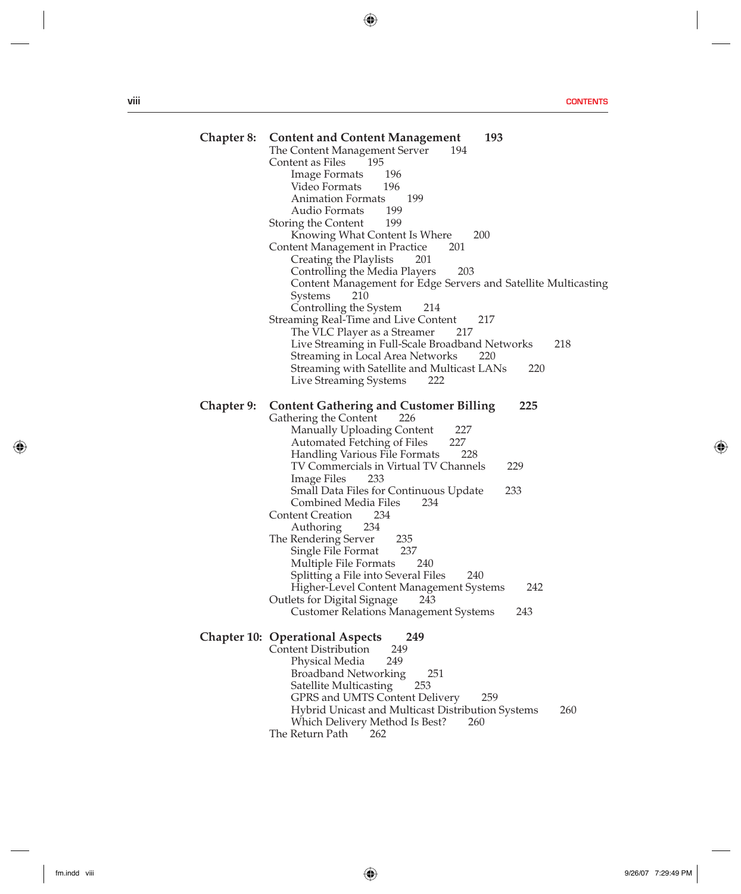**Chapter 8: Content and Content Management** 193

- The Content Management Server 194
- Content as Files 195
  - Image Formats 196
  - Video Formats 196
  - Animation Formats 199
  - Audio Formats 199
- Storing the Content 199
  - Knowing What Content Is Where 200
- Content Management in Practice 201
  - Creating the Playlists 201
  - Controlling the Media Players 203
  - Content Management for Edge Servers and Satellite Multicasting Systems 210
  - Controlling the System 214
- Streaming Real-Time and Live Content 217
  - The VLC Player as a Streamer 217
  - Live Streaming in Full-Scale Broadband Networks 218
  - Streaming in Local Area Networks 220
  - Streaming with Satellite and Multicast LANs 220
  - Live Streaming Systems 222

**Chapter 9: Content Gathering and Customer Billing** 225

- Gathering the Content 226
  - Manually Uploading Content 227
  - Automated Fetching of Files 227
  - Handling Various File Formats 228
  - TV Commercials in Virtual TV Channels 229
  - Image Files 233
  - Small Data Files for Continuous Update 233
  - Combined Media Files 234
- Content Creation 234
  - Authoring 234
- The Rendering Server 235
  - Single File Format 237
  - Multiple File Formats 240
  - Splitting a File into Several Files 240
  - Higher-Level Content Management Systems 242
- Outlets for Digital Signage 243
  - Customer Relations Management Systems 243

**Chapter 10: Operational Aspects** 249

- Content Distribution 249
  - Physical Media 249
  - Broadband Networking 251
  - Satellite Multicasting 253
  - GPRS and UMTS Content Delivery 259
  - Hybrid Unicast and Multicast Distribution Systems 260
  - Which Delivery Method Is Best? 260
- The Return Path 262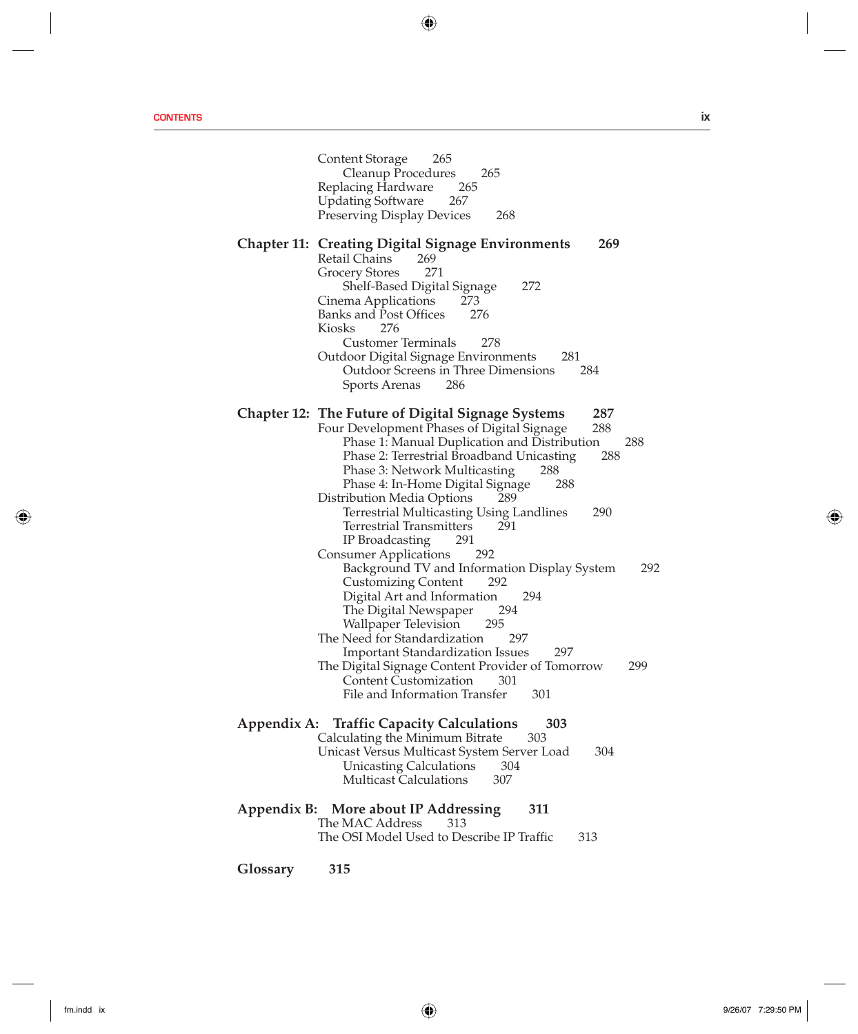Content Storage 265
- Cleanup Procedures 265

Replacing Hardware 265
Updating Software 267
Preserving Display Devices 268

**Chapter 11: Creating Digital Signage Environments 269**

Retail Chains 269
Grocery Stores 271
- Shelf-Based Digital Signage 272

Cinema Applications 273
Banks and Post Offices 276
Kiosks 276
- Customer Terminals 278

Outdoor Digital Signage Environments 281
- Outdoor Screens in Three Dimensions 284
- Sports Arenas 286

**Chapter 12: The Future of Digital Signage Systems 287**

Four Development Phases of Digital Signage 288
- Phase 1: Manual Duplication and Distribution 288
- Phase 2: Terrestrial Broadband Unicasting 288
- Phase 3: Network Multicasting 288
- Phase 4: In-Home Digital Signage 288

Distribution Media Options 289
- Terrestrial Multicasting Using Landlines 290
- Terrestrial Transmitters 291
- IP Broadcasting 291

Consumer Applications 292
- Background TV and Information Display System 292
- Customizing Content 292
- Digital Art and Information 294
- The Digital Newspaper 294
- Wallpaper Television 295

The Need for Standardization 297
- Important Standardization Issues 297

The Digital Signage Content Provider of Tomorrow 299
- Content Customization 301
- File and Information Transfer 301

**Appendix A: Traffic Capacity Calculations 303**

Calculating the Minimum Bitrate 303
Unicast Versus Multicast System Server Load 304
- Unicasting Calculations 304
- Multicast Calculations 307

**Appendix B: More about IP Addressing 311**

The MAC Address 313
The OSI Model Used to Describe IP Traffic 313

**Glossary 315**